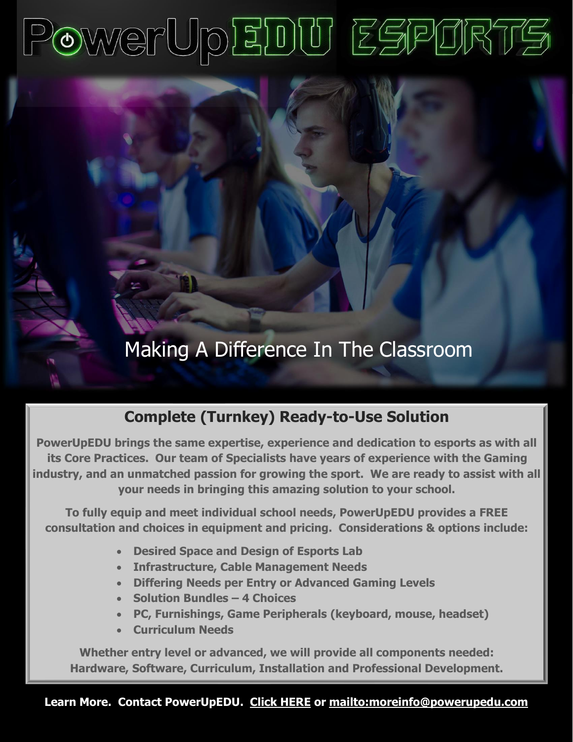# PowerUpEDU ESPORTS

Making A Difference In The Classroom

## Complete (Turnkey) Ready-to-Use Solution

**PowerUpEDU brings the same expertise, experience and dedication to esports as with all its Core Practices. Our team of Specialists have years of experience with the Gaming industry, and an unmatched passion for growing the sport. We are ready to assist with all your needs in bringing this amazing solution to your school.**

**To fully equip and meet individual school needs, PowerUpEDU provides a FREE consultation and choices in equipment and pricing. Considerations & options include:**

- **Desired Space and Design of Esports Lab**
- **Infrastructure, Cable Management Needs**
- **Differing Needs per Entry or Advanced Gaming Levels**
- **Solution Bundles – 4 Choices**
- **PC, Furnishings, Game Peripherals (keyboard, mouse, headset)**
- **Curriculum Needs**

**Whether entry level or advanced, we will provide all components needed: Hardware, Software, Curriculum, Installation and Professional Development.**

**Learn More. Contact PowerUpEDU. Click HERE or mailto:moreinfo@powerupedu.com**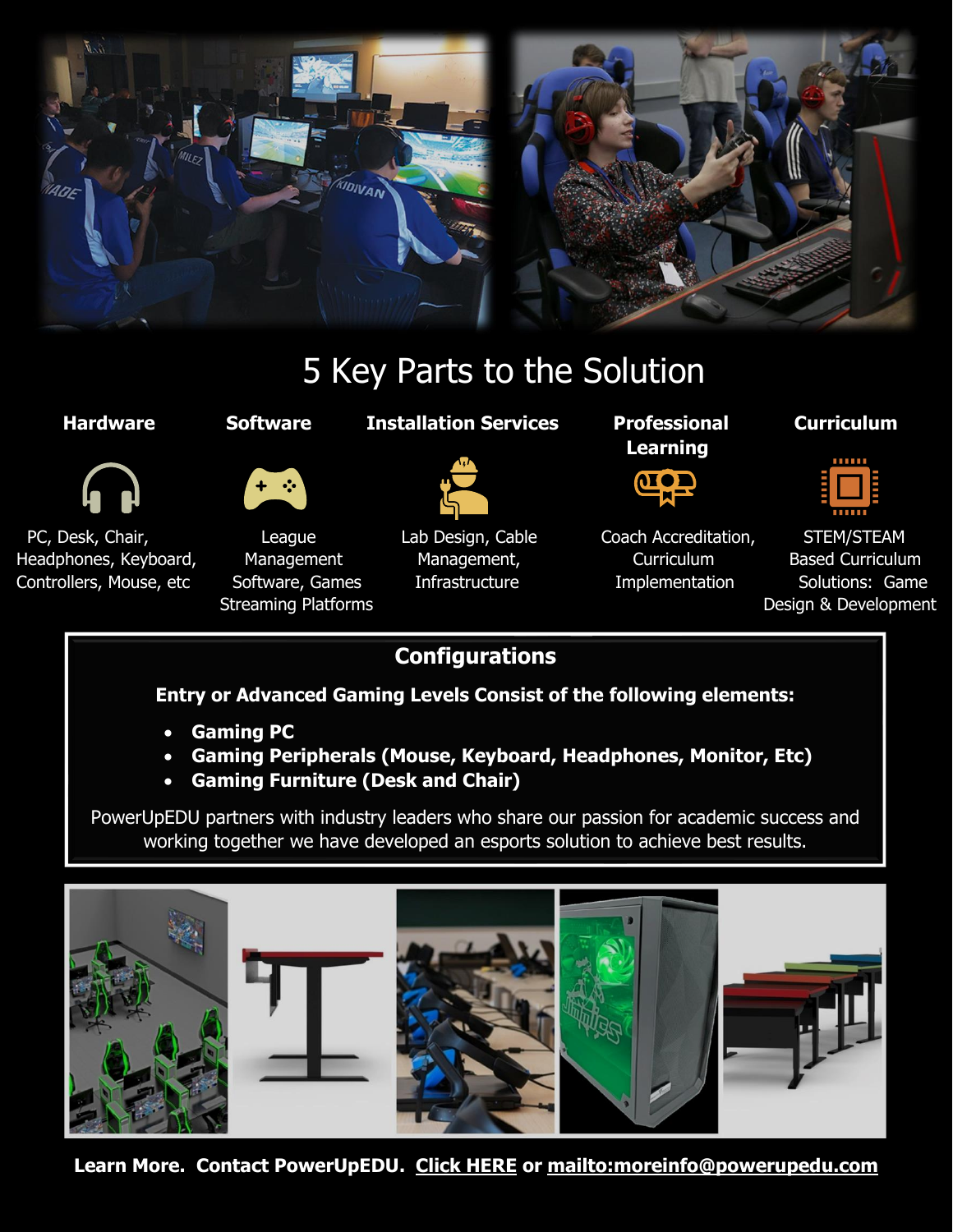# 5 Key Parts to the Solution

### Hardware

PC, Desk, Chair, Headphones, Keyboard, Controllers, Mouse, etc

### Software

League Management Software, Games Streaming Platforms

### Installation Services

Lab Design, Cable Management, Infrastructure

### Professional Learning

Coach Accreditation, Curriculum Implementation

### Curriculum

STEM/STEAM Based Curriculum Solutions: Game Design & Development

## Configurations

**Entry or Advanced Gaming Levels Consist of the following elements:**

- **Gaming PC**
- **Gaming Peripherals (Mouse, Keyboard, Headphones, Monitor, Etc)**
- **Gaming Furniture (Desk and Chair)**

PowerUpEDU partners with industry leaders who share our passion for academic success and working together we have developed an esports solution to achieve best results.

**Learn More. Contact PowerUpEDU. Click HERE or mailto:moreinfo@powerupedu.com**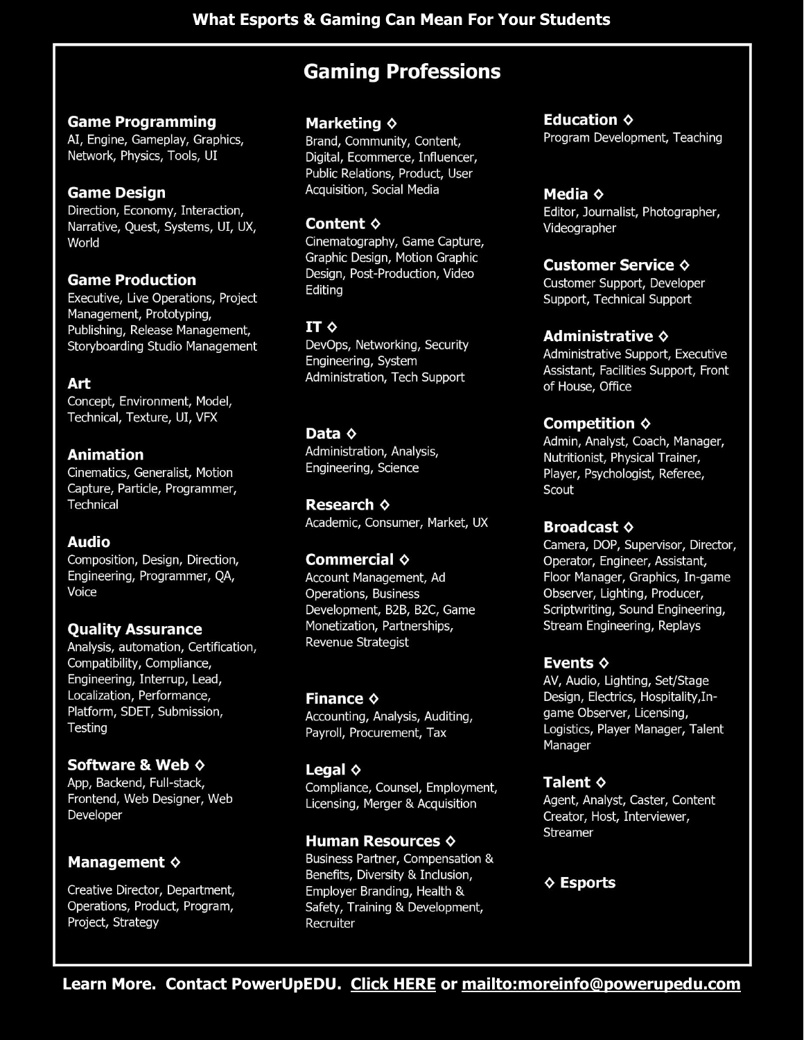# What Esports & Gaming Can Mean For Your Students

## Gaming Professions

**Game Programming**
AI, Engine, Gameplay, Graphics, Network, Physics, Tools, UI

**Game Design**
Direction, Economy, Interaction, Narrative, Quest, Systems, UI, UX, World

**Game Production**
Executive, Live Operations, Project Management, Prototyping, Publishing, Release Management, Storyboarding Studio Management

**Art**
Concept, Environment, Model, Technical, Texture, UI, VFX

**Animation**
Cinematics, Generalist, Motion Capture, Particle, Programmer, Technical

**Audio**
Composition, Design, Direction, Engineering, Programmer, QA, Voice

**Quality Assurance**
Analysis, automation, Certification, Compatibility, Compliance, Engineering, Interrup, Lead, Localization, Performance, Platform, SDET, Submission, Testing

**Software & Web ◇**
App, Backend, Full-stack, Frontend, Web Designer, Web Developer

**Management ◇**
Creative Director, Department, Operations, Product, Program, Project, Strategy

**Marketing ◇**
Brand, Community, Content, Digital, Ecommerce, Influencer, Public Relations, Product, User Acquisition, Social Media

**Content ◇**
Cinematography, Game Capture, Graphic Design, Motion Graphic Design, Post-Production, Video Editing

**IT ◇**
DevOps, Networking, Security Engineering, System Administration, Tech Support

**Data ◇**
Administration, Analysis, Engineering, Science

**Research ◇**
Academic, Consumer, Market, UX

**Commercial ◇**
Account Management, Ad Operations, Business Development, B2B, B2C, Game Monetization, Partnerships, Revenue Strategist

**Finance ◇**
Accounting, Analysis, Auditing, Payroll, Procurement, Tax

**Legal ◇**
Compliance, Counsel, Employment, Licensing, Merger & Acquisition

**Human Resources ◇**
Business Partner, Compensation & Benefits, Diversity & Inclusion, Employer Branding, Health & Safety, Training & Development, Recruiter

**Education ◇**
Program Development, Teaching

**Media ◇**
Editor, Journalist, Photographer, Videographer

**Customer Service ◇**
Customer Support, Developer Support, Technical Support

**Administrative ◇**
Administrative Support, Executive Assistant, Facilities Support, Front of House, Office

**Competition ◇**
Admin, Analyst, Coach, Manager, Nutritionist, Physical Trainer, Player, Psychologist, Referee, Scout

**Broadcast ◇**
Camera, DOP, Supervisor, Director, Operator, Engineer, Assistant, Floor Manager, Graphics, In-game Observer, Lighting, Producer, Scriptwriting, Sound Engineering, Stream Engineering, Replays

**Events ◇**
AV, Audio, Lighting, Set/Stage Design, Electrics, Hospitality,In-game Observer, Licensing, Logistics, Player Manager, Talent Manager

**Talent ◇**
Agent, Analyst, Caster, Content Creator, Host, Interviewer, Streamer

**◇ Esports**

**Learn More. Contact PowerUpEDU. Click HERE or mailto:moreinfo@powerupedu.com**